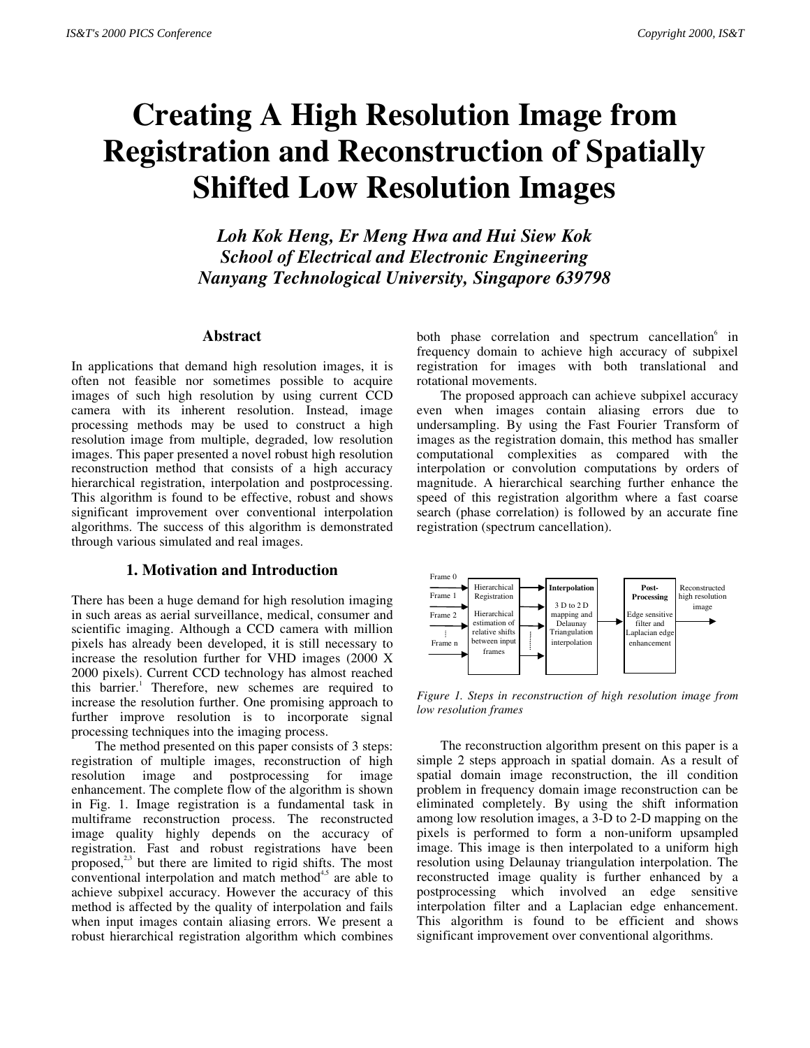# Creating A High Resolution Image from Registration and Reconstruction of Spatially Shifted Low Resolution Images

***Loh Kok Heng, Er Meng Hwa and Hui Siew Kok***
***School of Electrical and Electronic Engineering***
***Nanyang Technological University, Singapore 639798***

## Abstract

In applications that demand high resolution images, it is often not feasible nor sometimes possible to acquire images of such high resolution by using current CCD camera with its inherent resolution. Instead, image processing methods may be used to construct a high resolution image from multiple, degraded, low resolution images. This paper presented a novel robust high resolution reconstruction method that consists of a high accuracy hierarchical registration, interpolation and postprocessing. This algorithm is found to be effective, robust and shows significant improvement over conventional interpolation algorithms. The success of this algorithm is demonstrated through various simulated and real images.

## 1. Motivation and Introduction

There has been a huge demand for high resolution imaging in such areas as aerial surveillance, medical, consumer and scientific imaging. Although a CCD camera with million pixels has already been developed, it is still necessary to increase the resolution further for VHD images (2000 X 2000 pixels). Current CCD technology has almost reached this barrier.[1] Therefore, new schemes are required to increase the resolution further. One promising approach to further improve resolution is to incorporate signal processing techniques into the imaging process.

The method presented on this paper consists of 3 steps: registration of multiple images, reconstruction of high resolution image and postprocessing for image enhancement. The complete flow of the algorithm is shown in Fig. 1. Image registration is a fundamental task in multiframe reconstruction process. The reconstructed image quality highly depends on the accuracy of registration. Fast and robust registrations have been proposed,[2,3] but there are limited to rigid shifts. The most conventional interpolation and match method[4,5] are able to achieve subpixel accuracy. However the accuracy of this method is affected by the quality of interpolation and fails when input images contain aliasing errors. We present a robust hierarchical registration algorithm which combines both phase correlation and spectrum cancellation[6] in frequency domain to achieve high accuracy of subpixel registration for images with both translational and rotational movements.

The proposed approach can achieve subpixel accuracy even when images contain aliasing errors due to undersampling. By using the Fast Fourier Transform of images as the registration domain, this method has smaller computational complexities as compared with the interpolation or convolution computations by orders of magnitude. A hierarchical searching further enhance the speed of this registration algorithm where a fast coarse search (phase correlation) is followed by an accurate fine registration (spectrum cancellation).

Frame 0
Frame 1
Frame 2
Frame n
Hierarchical Registration
Hierarchical estimation of relative shifts between input frames
Interpolation
3 D to 2 D mapping and Delaunay Triangulation interpolation
Post-Processing
Edge sensitive filter and Laplacian edge enhancement
Reconstructed high resolution image

*Figure 1. Steps in reconstruction of high resolution image from low resolution frames*

The reconstruction algorithm present on this paper is a simple 2 steps approach in spatial domain. As a result of spatial domain image reconstruction, the ill condition problem in frequency domain image reconstruction can be eliminated completely. By using the shift information among low resolution images, a 3-D to 2-D mapping on the pixels is performed to form a non-uniform upsampled image. This image is then interpolated to a uniform high resolution using Delaunay triangulation interpolation. The reconstructed image quality is further enhanced by a postprocessing which involved an edge sensitive interpolation filter and a Laplacian edge enhancement. This algorithm is found to be efficient and shows significant improvement over conventional algorithms.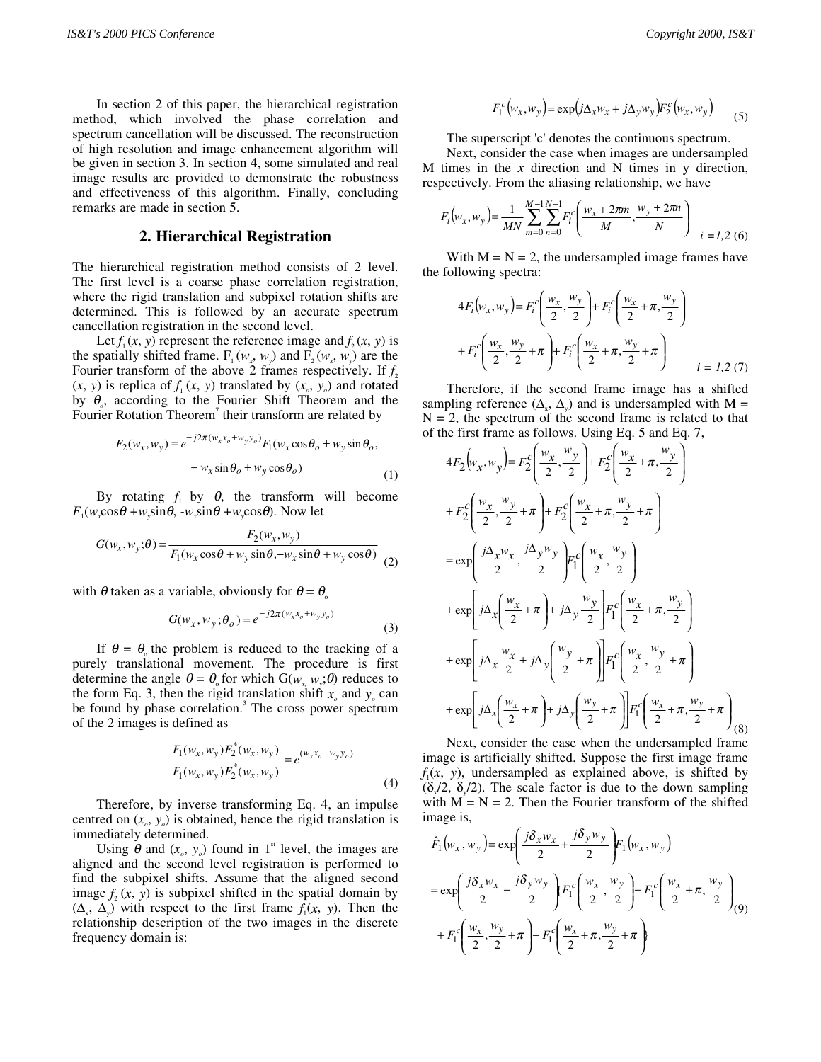In section 2 of this paper, the hierarchical registration method, which involved the phase correlation and spectrum cancellation will be discussed. The reconstruction of high resolution and image enhancement algorithm will be given in section 3. In section 4, some simulated and real image results are provided to demonstrate the robustness and effectiveness of this algorithm. Finally, concluding remarks are made in section 5.

## 2. Hierarchical Registration

The hierarchical registration method consists of 2 level. The first level is a coarse phase correlation registration, where the rigid translation and subpixel rotation shifts are determined. This is followed by an accurate spectrum cancellation registration in the second level.

Let $f_1(x, y)$ represent the reference image and $f_2(x, y)$ is the spatially shifted frame. $F_1(w_x, w_y)$ and $F_2(w_x, w_y)$ are the Fourier transform of the above 2 frames respectively. If $f_2(x, y)$ is replica of $f_1(x, y)$ translated by $(x_o, y_o)$ and rotated by $\theta_o$, according to the Fourier Shift Theorem and the Fourier Rotation Theorem[7] their transform are related by

$$F_2(w_x, w_y) = e^{-j2\pi(w_x x_o + w_y y_o)} F_1(w_x \cos\theta_o + w_y \sin\theta_o, - w_x \sin\theta_o + w_y \cos\theta_o) \quad (1)$$

By rotating $f_1$ by $\theta$, the transform will become $F_1(w_x\cos\theta + w_y\sin\theta, -w_x\sin\theta + w_y\cos\theta)$. Now let

$$G(w_x, w_y;\theta) = \frac{F_2(w_x, w_y)}{F_1(w_x \cos\theta + w_y \sin\theta, -w_x \sin\theta + w_y \cos\theta)} \quad (2)$$

with $\theta$ taken as a variable, obviously for $\theta = \theta_o$

$$G(w_x, w_y;\theta_o) = e^{-j2\pi(w_x x_o + w_y y_o)} \quad (3)$$

If $\theta = \theta_o$ the problem is reduced to the tracking of a purely translational movement. The procedure is first determine the angle $\theta = \theta_o$ for which $G(w_x, w_y;\theta)$ reduces to the form Eq. 3, then the rigid translation shift $x_o$ and $y_o$ can be found by phase correlation.[3] The cross power spectrum of the 2 images is defined as

$$\frac{F_1(w_x, w_y)F_2^*(w_x, w_y)}{\left|F_1(w_x, w_y)F_2^*(w_x, w_y)\right|} = e^{(w_x x_o + w_y y_o)} \quad (4)$$

Therefore, by inverse transforming Eq. 4, an impulse centred on $(x_o, y_o)$ is obtained, hence the rigid translation is immediately determined.

Using $\theta$ and $(x_o, y_o)$ found in 1st level, the images are aligned and the second level registration is performed to find the subpixel shifts. Assume that the aligned second image $f_2(x, y)$ is subpixel shifted in the spatial domain by $(\Delta_x, \Delta_y)$ with respect to the first frame $f_1(x, y)$. Then the relationship description of the two images in the discrete frequency domain is:

$$F_1^c(w_x, w_y) = \exp(j\Delta_x w_x + j\Delta_y w_y)F_2^c(w_x, w_y) \quad (5)$$

The superscript 'c' denotes the continuous spectrum.

Next, consider the case when images are undersampled M times in the $x$ direction and N times in y direction, respectively. From the aliasing relationship, we have

$$F_i(w_x, w_y) = \frac{1}{MN}\sum_{m=0}^{M-1}\sum_{n=0}^{N-1} F_i^c\left(\frac{w_x + 2\pi m}{M}, \frac{w_y + 2\pi n}{N}\right) \quad i = 1,2 \ (6)$$

With M = N = 2, the undersampled image frames have the following spectra:

$$4F_i(w_x, w_y) = F_i^c\left(\frac{w_x}{2}, \frac{w_y}{2}\right) + F_i^c\left(\frac{w_x}{2} + \pi, \frac{w_y}{2}\right) + F_i^c\left(\frac{w_x}{2}, \frac{w_y}{2} + \pi\right) + F_i^c\left(\frac{w_x}{2} + \pi, \frac{w_y}{2} + \pi\right) \quad i = 1,2 \ (7)$$

Therefore, if the second frame image has a shifted sampling reference $(\Delta_x, \Delta_y)$ and is undersampled with M = N = 2, the spectrum of the second frame is related to that of the first frame as follows. Using Eq. 5 and Eq. 7,

$$\begin{aligned}
4F_2(w_x, w_y) &= F_2^c\left(\frac{w_x}{2}, \frac{w_y}{2}\right) + F_2^c\left(\frac{w_x}{2} + \pi, \frac{w_y}{2}\right) + F_2^c\left(\frac{w_x}{2}, \frac{w_y}{2} + \pi\right) + F_2^c\left(\frac{w_x}{2} + \pi, \frac{w_y}{2} + \pi\right) \\
&= \exp\left(\frac{j\Delta_x w_x}{2}, \frac{j\Delta_y w_y}{2}\right) F_1^c\left(\frac{w_x}{2}, \frac{w_y}{2}\right) \\
&+ \exp\left[j\Delta_x\left(\frac{w_x}{2} + \pi\right) + j\Delta_y \frac{w_y}{2}\right] F_1^c\left(\frac{w_x}{2} + \pi, \frac{w_y}{2}\right) \\
&+ \exp\left[j\Delta_x \frac{w_x}{2} + j\Delta_y\left(\frac{w_y}{2} + \pi\right)\right] F_1^c\left(\frac{w_x}{2}, \frac{w_y}{2} + \pi\right) \\
&+ \exp\left[j\Delta_x\left(\frac{w_x}{2} + \pi\right) + j\Delta_y\left(\frac{w_y}{2} + \pi\right)\right] F_1^c\left(\frac{w_x}{2} + \pi, \frac{w_y}{2} + \pi\right)
\end{aligned} \quad (8)$$

Next, consider the case when the undersampled frame image is artificially shifted. Suppose the first image frame $f_1(x, y)$, undersampled as explained above, is shifted by $(\delta_x/2, \delta_y/2)$. The scale factor is due to the down sampling with M = N = 2. Then the Fourier transform of the shifted image is,

$$\begin{aligned}
\hat{F}_1(w_x, w_y) &= \exp\left(\frac{j\delta_x w_x}{2} + \frac{j\delta_y w_y}{2}\right) F_1(w_x, w_y) \\
&= \exp\left(\frac{j\delta_x w_x}{2} + \frac{j\delta_y w_y}{2}\right)\left\{F_1^c\left(\frac{w_x}{2}, \frac{w_y}{2}\right) + F_1^c\left(\frac{w_x}{2} + \pi, \frac{w_y}{2}\right) + F_1^c\left(\frac{w_x}{2}, \frac{w_y}{2} + \pi\right) + F_1^c\left(\frac{w_x}{2} + \pi, \frac{w_y}{2} + \pi\right)\right\}
\end{aligned} \quad (9)$$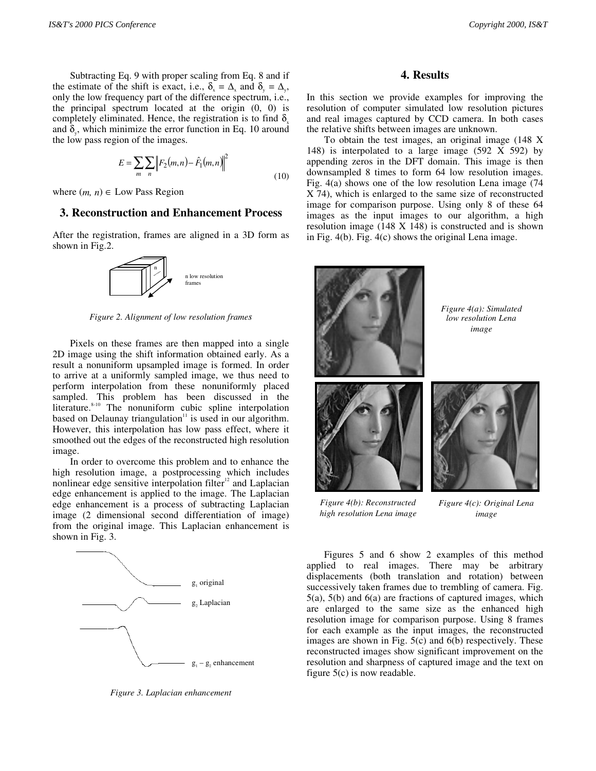Subtracting Eq. 9 with proper scaling from Eq. 8 and if the estimate of the shift is exact, i.e., $\delta_x = \Delta_x$ and $\delta_y = \Delta_y$, only the low frequency part of the difference spectrum, i.e., the principal spectrum located at the origin (0, 0) is completely eliminated. Hence, the registration is to find $\delta_x$ and $\delta_y$, which minimize the error function in Eq. 10 around the low pass region of the images.

$$E = \sum_m \sum_n \left\| F_2(m,n) - \hat{F}_1(m,n) \right\|^2 \tag{10}$$

where $(m, n) \in$ Low Pass Region

## 3. Reconstruction and Enhancement Process

After the registration, frames are aligned in a 3D form as shown in Fig.2.

n low resolution frames

*Figure 2. Alignment of low resolution frames*

Pixels on these frames are then mapped into a single 2D image using the shift information obtained early. As a result a nonuniform upsampled image is formed. In order to arrive at a uniformly sampled image, we thus need to perform interpolation from these nonuniformly placed sampled. This problem has been discussed in the literature.[8-10] The nonuniform cubic spline interpolation based on Delaunay triangulation[11] is used in our algorithm. However, this interpolation has low pass effect, where it smoothed out the edges of the reconstructed high resolution image.

In order to overcome this problem and to enhance the high resolution image, a postprocessing which includes nonlinear edge sensitive interpolation filter[12] and Laplacian edge enhancement is applied to the image. The Laplacian edge enhancement is a process of subtracting Laplacian image (2 dimensional second differentiation of image) from the original image. This Laplacian enhancement is shown in Fig. 3.

$g_1$ original

$g_2$ Laplacian

$g_1 - g_2$ enhancement

*Figure 3. Laplacian enhancement*

## 4. Results

In this section we provide examples for improving the resolution of computer simulated low resolution pictures and real images captured by CCD camera. In both cases the relative shifts between images are unknown.

To obtain the test images, an original image (148 X 148) is interpolated to a large image (592 X 592) by appending zeros in the DFT domain. This image is then downsampled 8 times to form 64 low resolution images. Fig. 4(a) shows one of the low resolution Lena image (74 X 74), which is enlarged to the same size of reconstructed image for comparison purpose. Using only 8 of these 64 images as the input images to our algorithm, a high resolution image (148 X 148) is constructed and is shown in Fig. 4(b). Fig. 4(c) shows the original Lena image.

*Figure 4(a): Simulated low resolution Lena image*

*Figure 4(b): Reconstructed high resolution Lena image*

*Figure 4(c): Original Lena image*

Figures 5 and 6 show 2 examples of this method applied to real images. There may be arbitrary displacements (both translation and rotation) between successively taken frames due to trembling of camera. Fig. 5(a), 5(b) and 6(a) are fractions of captured images, which are enlarged to the same size as the enhanced high resolution image for comparison purpose. Using 8 frames for each example as the input images, the reconstructed images are shown in Fig. 5(c) and 6(b) respectively. These reconstructed images show significant improvement on the resolution and sharpness of captured image and the text on figure 5(c) is now readable.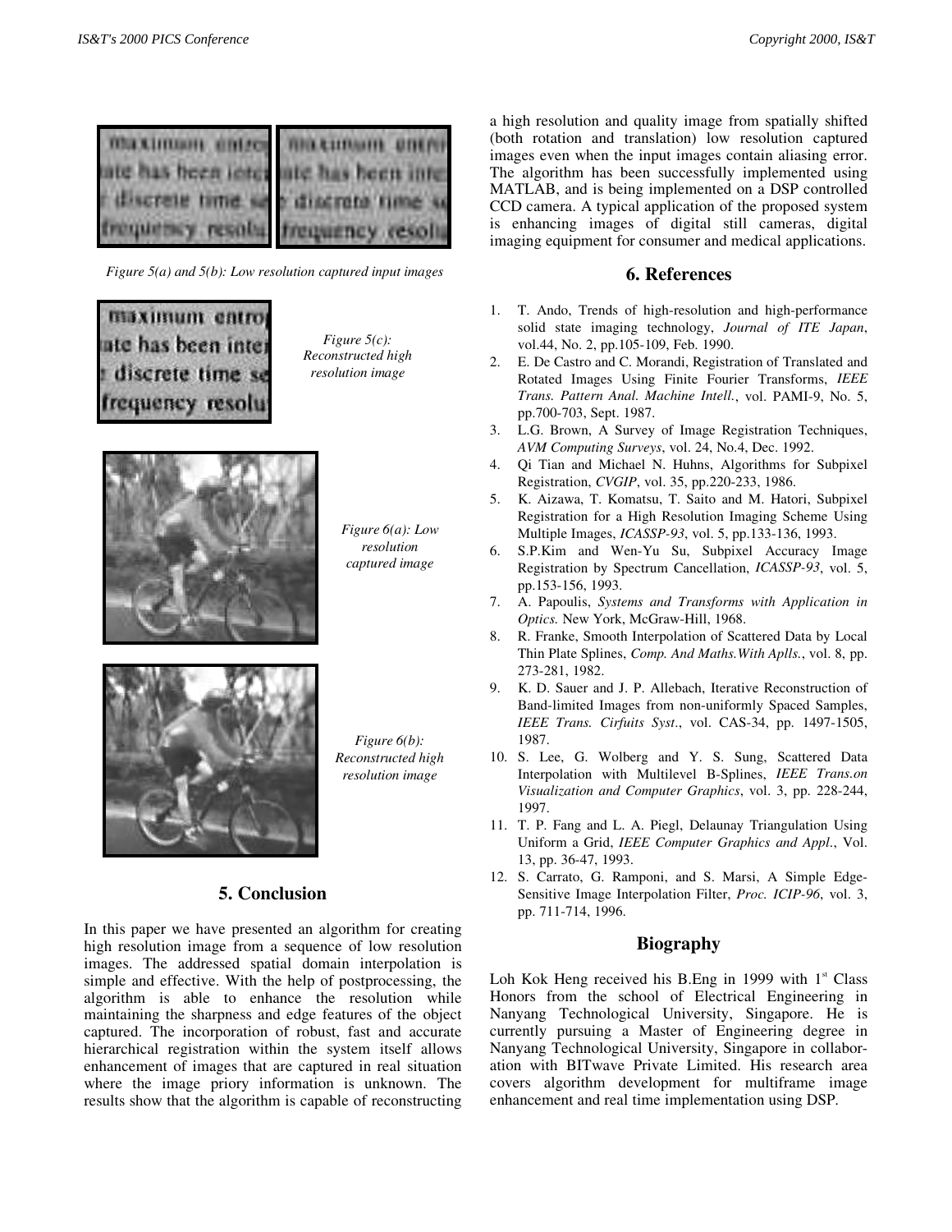Figure 5(a) and 5(b): Low resolution captured input images

Figure 5(c): Reconstructed high resolution image

Figure 6(a): Low resolution captured image

Figure 6(b): Reconstructed high resolution image

## 5. Conclusion

In this paper we have presented an algorithm for creating high resolution image from a sequence of low resolution images. The addressed spatial domain interpolation is simple and effective. With the help of postprocessing, the algorithm is able to enhance the resolution while maintaining the sharpness and edge features of the object captured. The incorporation of robust, fast and accurate hierarchical registration within the system itself allows enhancement of images that are captured in real situation where the image priory information is unknown. The results show that the algorithm is capable of reconstructing a high resolution and quality image from spatially shifted (both rotation and translation) low resolution captured images even when the input images contain aliasing error. The algorithm has been successfully implemented using MATLAB, and is being implemented on a DSP controlled CCD camera. A typical application of the proposed system is enhancing images of digital still cameras, digital imaging equipment for consumer and medical applications.

## 6. References

1. T. Ando, Trends of high-resolution and high-performance solid state imaging technology, *Journal of ITE Japan*, vol.44, No. 2, pp.105-109, Feb. 1990.
2. E. De Castro and C. Morandi, Registration of Translated and Rotated Images Using Finite Fourier Transforms, *IEEE Trans. Pattern Anal. Machine Intell.*, vol. PAMI-9, No. 5, pp.700-703, Sept. 1987.
3. L.G. Brown, A Survey of Image Registration Techniques, *AVM Computing Surveys*, vol. 24, No.4, Dec. 1992.
4. Qi Tian and Michael N. Huhns, Algorithms for Subpixel Registration, *CVGIP*, vol. 35, pp.220-233, 1986.
5. K. Aizawa, T. Komatsu, T. Saito and M. Hatori, Subpixel Registration for a High Resolution Imaging Scheme Using Multiple Images, *ICASSP-93*, vol. 5, pp.133-136, 1993.
6. S.P.Kim and Wen-Yu Su, Subpixel Accuracy Image Registration by Spectrum Cancellation, *ICASSP-93*, vol. 5, pp.153-156, 1993.
7. A. Papoulis, *Systems and Transforms with Application in Optics.* New York, McGraw-Hill, 1968.
8. R. Franke, Smooth Interpolation of Scattered Data by Local Thin Plate Splines, *Comp. And Maths.With Aplls.*, vol. 8, pp. 273-281, 1982.
9. K. D. Sauer and J. P. Allebach, Iterative Reconstruction of Band-limited Images from non-uniformly Spaced Samples, *IEEE Trans. Cirfuits Syst*., vol. CAS-34, pp. 1497-1505, 1987.
10. S. Lee, G. Wolberg and Y. S. Sung, Scattered Data Interpolation with Multilevel B-Splines, *IEEE Trans.on Visualization and Computer Graphics*, vol. 3, pp. 228-244, 1997.
11. T. P. Fang and L. A. Piegl, Delaunay Triangulation Using Uniform a Grid, *IEEE Computer Graphics and Appl*., Vol. 13, pp. 36-47, 1993.
12. S. Carrato, G. Ramponi, and S. Marsi, A Simple Edge-Sensitive Image Interpolation Filter, *Proc. ICIP-96*, vol. 3, pp. 711-714, 1996.

## Biography

Loh Kok Heng received his B.Eng in 1999 with 1st Class Honors from the school of Electrical Engineering in Nanyang Technological University, Singapore. He is currently pursuing a Master of Engineering degree in Nanyang Technological University, Singapore in collaboration with BITwave Private Limited. His research area covers algorithm development for multiframe image enhancement and real time implementation using DSP.